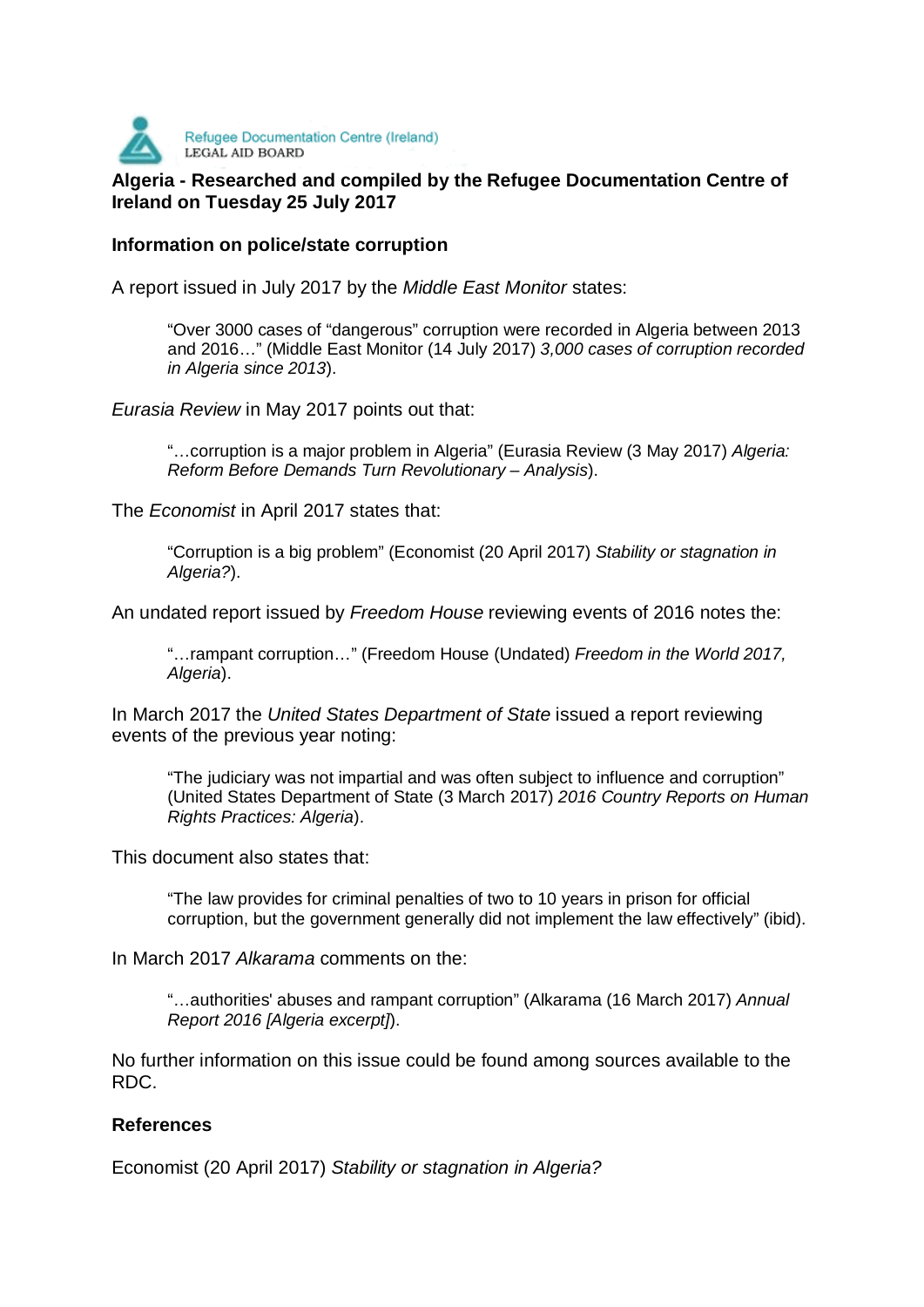Refugee Documentation Centre (Ireland)
LEGAL AID BOARD

**Algeria - Researched and compiled by the Refugee Documentation Centre of Ireland on Tuesday 25 July 2017**

**Information on police/state corruption**

A report issued in July 2017 by the *Middle East Monitor* states:

> "Over 3000 cases of "dangerous" corruption were recorded in Algeria between 2013 and 2016…" (Middle East Monitor (14 July 2017) *3,000 cases of corruption recorded in Algeria since 2013*).

*Eurasia Review* in May 2017 points out that:

> "…corruption is a major problem in Algeria" (Eurasia Review (3 May 2017) *Algeria: Reform Before Demands Turn Revolutionary – Analysis*).

The *Economist* in April 2017 states that:

> "Corruption is a big problem" (Economist (20 April 2017) *Stability or stagnation in Algeria?*).

An undated report issued by *Freedom House* reviewing events of 2016 notes the:

> "…rampant corruption…" (Freedom House (Undated) *Freedom in the World 2017, Algeria*).

In March 2017 the *United States Department of State* issued a report reviewing events of the previous year noting:

> "The judiciary was not impartial and was often subject to influence and corruption" (United States Department of State (3 March 2017) *2016 Country Reports on Human Rights Practices: Algeria*).

This document also states that:

> "The law provides for criminal penalties of two to 10 years in prison for official corruption, but the government generally did not implement the law effectively" (ibid).

In March 2017 *Alkarama* comments on the:

> "…authorities' abuses and rampant corruption" (Alkarama (16 March 2017) *Annual Report 2016 [Algeria excerpt]*).

No further information on this issue could be found among sources available to the RDC.

**References**

Economist (20 April 2017) *Stability or stagnation in Algeria?*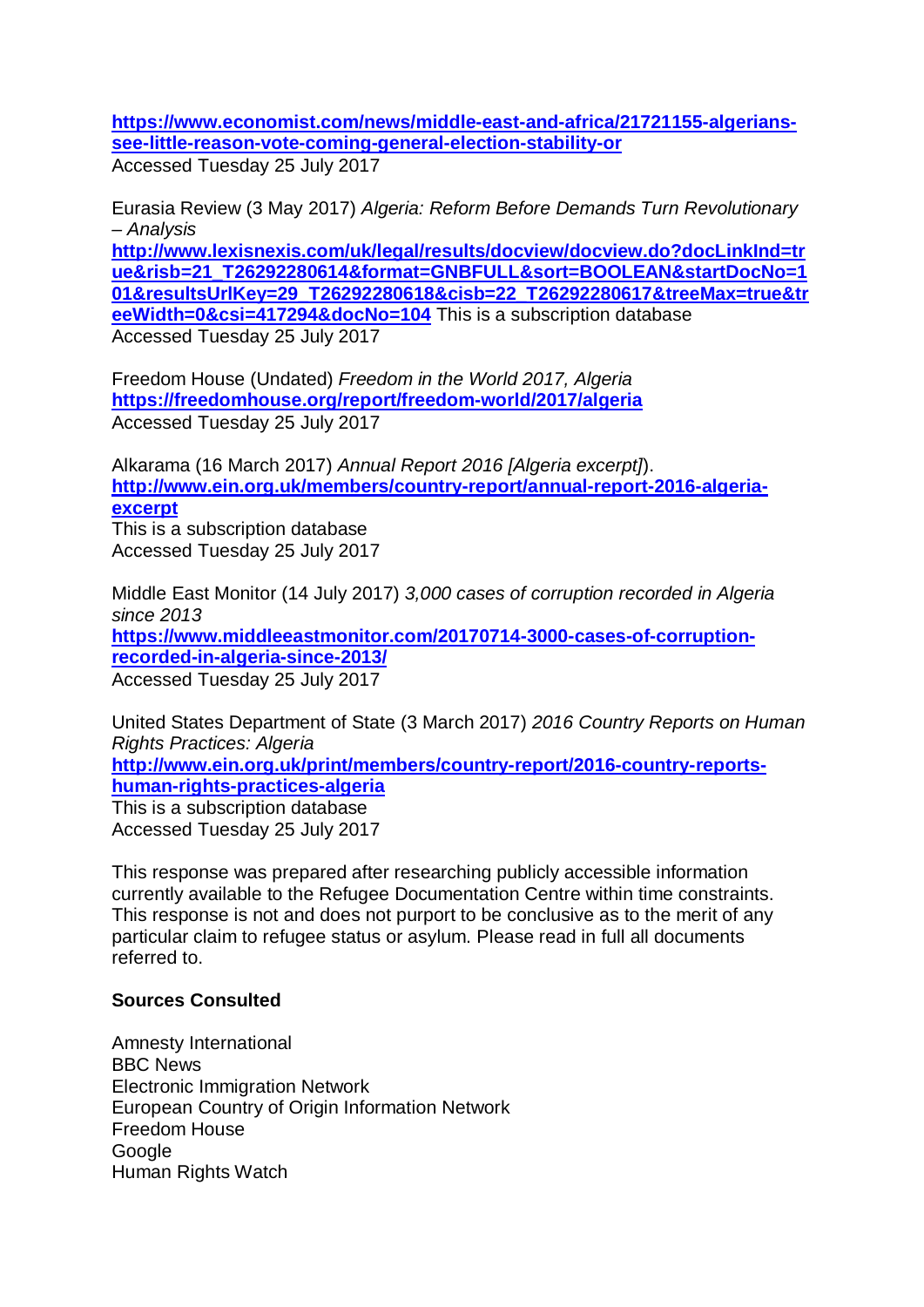**https://www.economist.com/news/middle-east-and-africa/21721155-algerians-see-little-reason-vote-coming-general-election-stability-or**
Accessed Tuesday 25 July 2017

Eurasia Review (3 May 2017) *Algeria: Reform Before Demands Turn Revolutionary – Analysis*
**http://www.lexisnexis.com/uk/legal/results/docview/docview.do?docLinkInd=true&risb=21_T26292280614&format=GNBFULL&sort=BOOLEAN&startDocNo=101&resultsUrlKey=29_T26292280618&cisb=22_T26292280617&treeMax=true&treeWidth=0&csi=417294&docNo=104** This is a subscription database
Accessed Tuesday 25 July 2017

Freedom House (Undated) *Freedom in the World 2017, Algeria*
**https://freedomhouse.org/report/freedom-world/2017/algeria**
Accessed Tuesday 25 July 2017

Alkarama (16 March 2017) *Annual Report 2016 [Algeria excerpt]*).
**http://www.ein.org.uk/members/country-report/annual-report-2016-algeria-excerpt**
This is a subscription database
Accessed Tuesday 25 July 2017

Middle East Monitor (14 July 2017) *3,000 cases of corruption recorded in Algeria since 2013*
**https://www.middleeastmonitor.com/20170714-3000-cases-of-corruption-recorded-in-algeria-since-2013/**
Accessed Tuesday 25 July 2017

United States Department of State (3 March 2017) *2016 Country Reports on Human Rights Practices: Algeria*
**http://www.ein.org.uk/print/members/country-report/2016-country-reports-human-rights-practices-algeria**
This is a subscription database
Accessed Tuesday 25 July 2017

This response was prepared after researching publicly accessible information currently available to the Refugee Documentation Centre within time constraints. This response is not and does not purport to be conclusive as to the merit of any particular claim to refugee status or asylum. Please read in full all documents referred to.

**Sources Consulted**

Amnesty International
BBC News
Electronic Immigration Network
European Country of Origin Information Network
Freedom House
Google
Human Rights Watch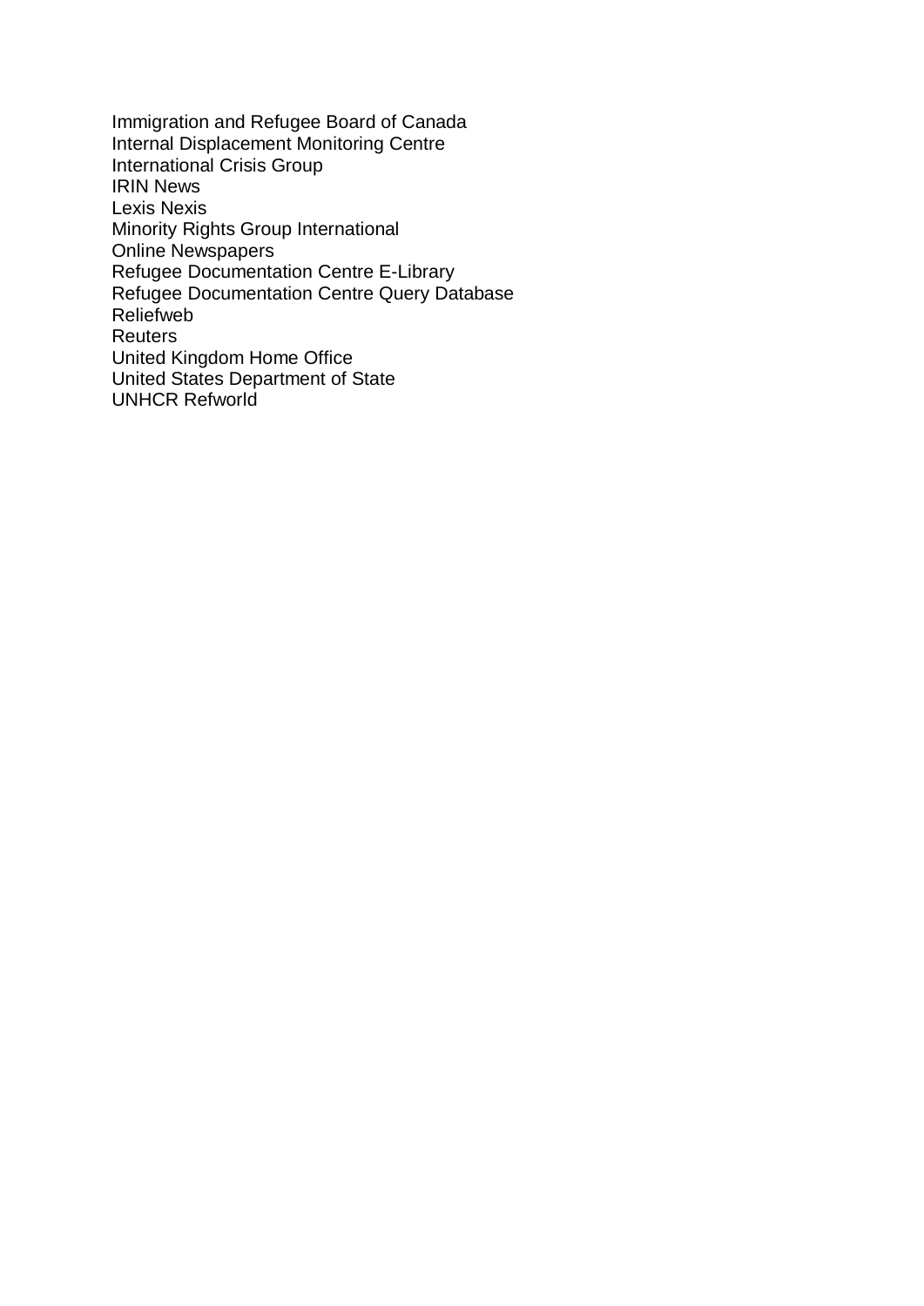Immigration and Refugee Board of Canada
Internal Displacement Monitoring Centre
International Crisis Group
IRIN News
Lexis Nexis
Minority Rights Group International
Online Newspapers
Refugee Documentation Centre E-Library
Refugee Documentation Centre Query Database
Reliefweb
Reuters
United Kingdom Home Office
United States Department of State
UNHCR Refworld